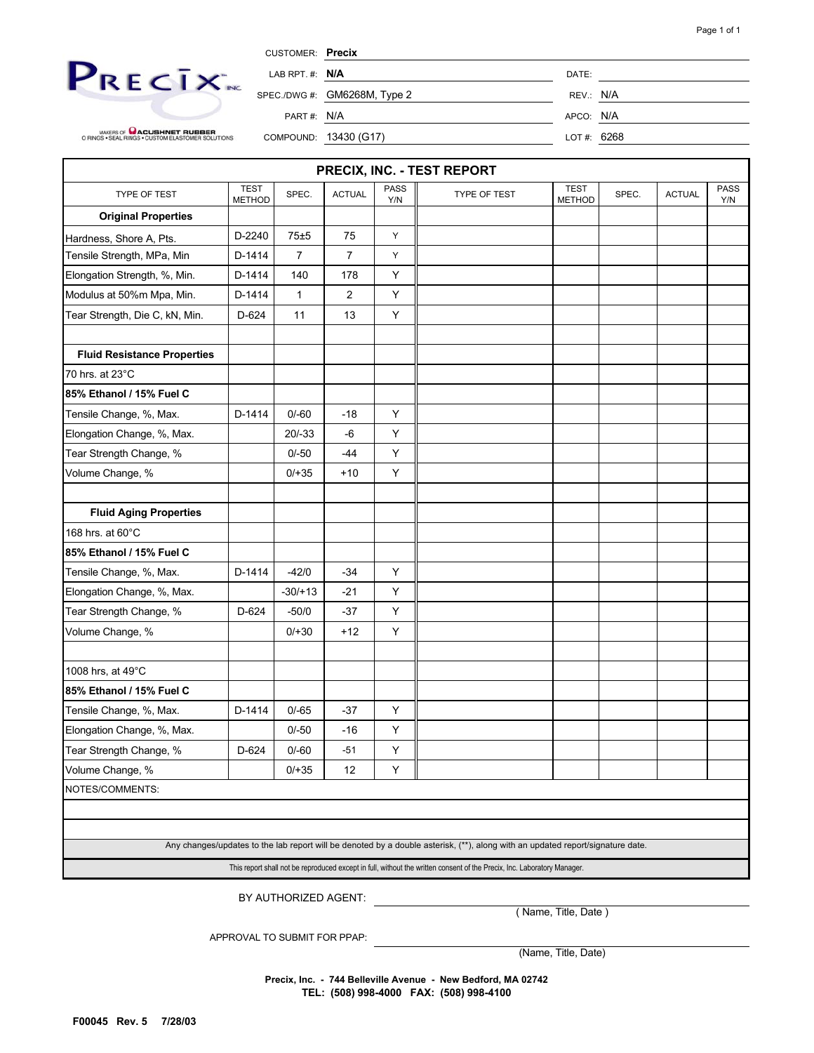PRECIX INC.

MAKERS OF ACUSHNET RUBBER
O RINGS • SEAL RINGS • CUSTOM ELASTOMER SOLUTIONS

| | | | |
|---|---|---|---|
| CUSTOMER: | **Precix** | | |
| LAB RPT. #: | **N/A** | DATE: | |
| SPEC./DWG #: | GM6268M, Type 2 | REV.: | N/A |
| PART #: | N/A | APCO: | N/A |
| COMPOUND: | 13430 (G17) | LOT #: | 6268 |

## PRECIX, INC. - TEST REPORT

| TYPE OF TEST | TEST METHOD | SPEC. | ACTUAL | PASS Y/N | TYPE OF TEST | TEST METHOD | SPEC. | ACTUAL | PASS Y/N |
|---|---|---|---|---|---|---|---|---|---|
| **Original Properties** | | | | | | | | | |
| Hardness, Shore A, Pts. | D-2240 | 75±5 | 75 | Y | | | | | |
| Tensile Strength, MPa, Min | D-1414 | 7 | 7 | Y | | | | | |
| Elongation Strength, %, Min. | D-1414 | 140 | 178 | Y | | | | | |
| Modulus at 50%m Mpa, Min. | D-1414 | 1 | 2 | Y | | | | | |
| Tear Strength, Die C, kN, Min. | D-624 | 11 | 13 | Y | | | | | |
| | | | | | | | | | |
| **Fluid Resistance Properties** | | | | | | | | | |
| 70 hrs. at 23°C | | | | | | | | | |
| **85% Ethanol / 15% Fuel C** | | | | | | | | | |
| Tensile Change, %, Max. | D-1414 | 0/-60 | -18 | Y | | | | | |
| Elongation Change, %, Max. | | 20/-33 | -6 | Y | | | | | |
| Tear Strength Change, % | | 0/-50 | -44 | Y | | | | | |
| Volume Change, % | | 0/+35 | +10 | Y | | | | | |
| | | | | | | | | | |
| **Fluid Aging Properties** | | | | | | | | | |
| 168 hrs. at 60°C | | | | | | | | | |
| **85% Ethanol / 15% Fuel C** | | | | | | | | | |
| Tensile Change, %, Max. | D-1414 | -42/0 | -34 | Y | | | | | |
| Elongation Change, %, Max. | | -30/+13 | -21 | Y | | | | | |
| Tear Strength Change, % | D-624 | -50/0 | -37 | Y | | | | | |
| Volume Change, % | | 0/+30 | +12 | Y | | | | | |
| | | | | | | | | | |
| 1008 hrs, at 49°C | | | | | | | | | |
| **85% Ethanol / 15% Fuel C** | | | | | | | | | |
| Tensile Change, %, Max. | D-1414 | 0/-65 | -37 | Y | | | | | |
| Elongation Change, %, Max. | | 0/-50 | -16 | Y | | | | | |
| Tear Strength Change, % | D-624 | 0/-60 | -51 | Y | | | | | |
| Volume Change, % | | 0/+35 | 12 | Y | | | | | |

NOTES/COMMENTS:

Any changes/updates to the lab report will be denoted by a double asterisk, (**), along with an updated report/signature date.

This report shall not be reproduced except in full, without the written consent of the Precix, Inc. Laboratory Manager.

BY AUTHORIZED AGENT: ______________________
( Name, Title, Date )

APPROVAL TO SUBMIT FOR PPAP: ______________________
(Name, Title, Date)

**Precix, Inc. - 744 Belleville Avenue - New Bedford, MA 02742**
**TEL: (508) 998-4000 FAX: (508) 998-4100**

**F00045 Rev. 5 7/28/03**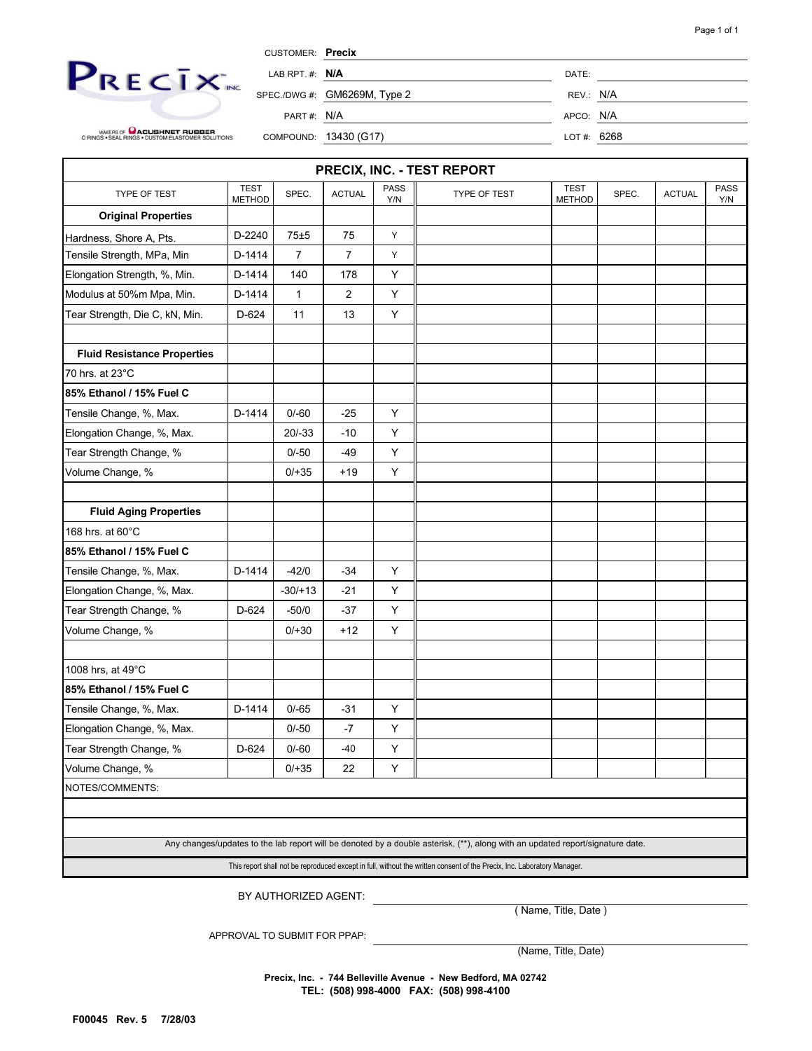PRECIX INC.

MAKERS OF ACUSHNET RUBBER
O RINGS • SEAL RINGS • CUSTOM ELASTOMER SOLUTIONS

| | | | |
|---|---|---|---|
| CUSTOMER: | **Precix** | | |
| LAB RPT. #: | **N/A** | DATE: | |
| SPEC./DWG #: | GM6269M, Type 2 | REV.: | N/A |
| PART #: | N/A | APCO: | N/A |
| COMPOUND: | 13430 (G17) | LOT #: | 6268 |

## PRECIX, INC. - TEST REPORT

| TYPE OF TEST | TEST METHOD | SPEC. | ACTUAL | PASS Y/N | TYPE OF TEST | TEST METHOD | SPEC. | ACTUAL | PASS Y/N |
|---|---|---|---|---|---|---|---|---|---|
| **Original Properties** | | | | | | | | | |
| Hardness, Shore A, Pts. | D-2240 | 75±5 | 75 | Y | | | | | |
| Tensile Strength, MPa, Min | D-1414 | 7 | 7 | Y | | | | | |
| Elongation Strength, %, Min. | D-1414 | 140 | 178 | Y | | | | | |
| Modulus at 50%m Mpa, Min. | D-1414 | 1 | 2 | Y | | | | | |
| Tear Strength, Die C, kN, Min. | D-624 | 11 | 13 | Y | | | | | |
| | | | | | | | | | |
| **Fluid Resistance Properties** | | | | | | | | | |
| 70 hrs. at 23°C | | | | | | | | | |
| **85% Ethanol / 15% Fuel C** | | | | | | | | | |
| Tensile Change, %, Max. | D-1414 | 0/-60 | -25 | Y | | | | | |
| Elongation Change, %, Max. | | 20/-33 | -10 | Y | | | | | |
| Tear Strength Change, % | | 0/-50 | -49 | Y | | | | | |
| Volume Change, % | | 0/+35 | +19 | Y | | | | | |
| | | | | | | | | | |
| **Fluid Aging Properties** | | | | | | | | | |
| 168 hrs. at 60°C | | | | | | | | | |
| **85% Ethanol / 15% Fuel C** | | | | | | | | | |
| Tensile Change, %, Max. | D-1414 | -42/0 | -34 | Y | | | | | |
| Elongation Change, %, Max. | | -30/+13 | -21 | Y | | | | | |
| Tear Strength Change, % | D-624 | -50/0 | -37 | Y | | | | | |
| Volume Change, % | | 0/+30 | +12 | Y | | | | | |
| | | | | | | | | | |
| 1008 hrs, at 49°C | | | | | | | | | |
| **85% Ethanol / 15% Fuel C** | | | | | | | | | |
| Tensile Change, %, Max. | D-1414 | 0/-65 | -31 | Y | | | | | |
| Elongation Change, %, Max. | | 0/-50 | -7 | Y | | | | | |
| Tear Strength Change, % | D-624 | 0/-60 | -40 | Y | | | | | |
| Volume Change, % | | 0/+35 | 22 | Y | | | | | |

NOTES/COMMENTS:

Any changes/updates to the lab report will be denoted by a double asterisk, (**), along with an updated report/signature date.

This report shall not be reproduced except in full, without the written consent of the Precix, Inc. Laboratory Manager.

BY AUTHORIZED AGENT: ______________________
( Name, Title, Date )

APPROVAL TO SUBMIT FOR PPAP: ______________________
(Name, Title, Date)

**Precix, Inc. - 744 Belleville Avenue - New Bedford, MA 02742**
**TEL: (508) 998-4000 FAX: (508) 998-4100**

**F00045 Rev. 5 7/28/03**